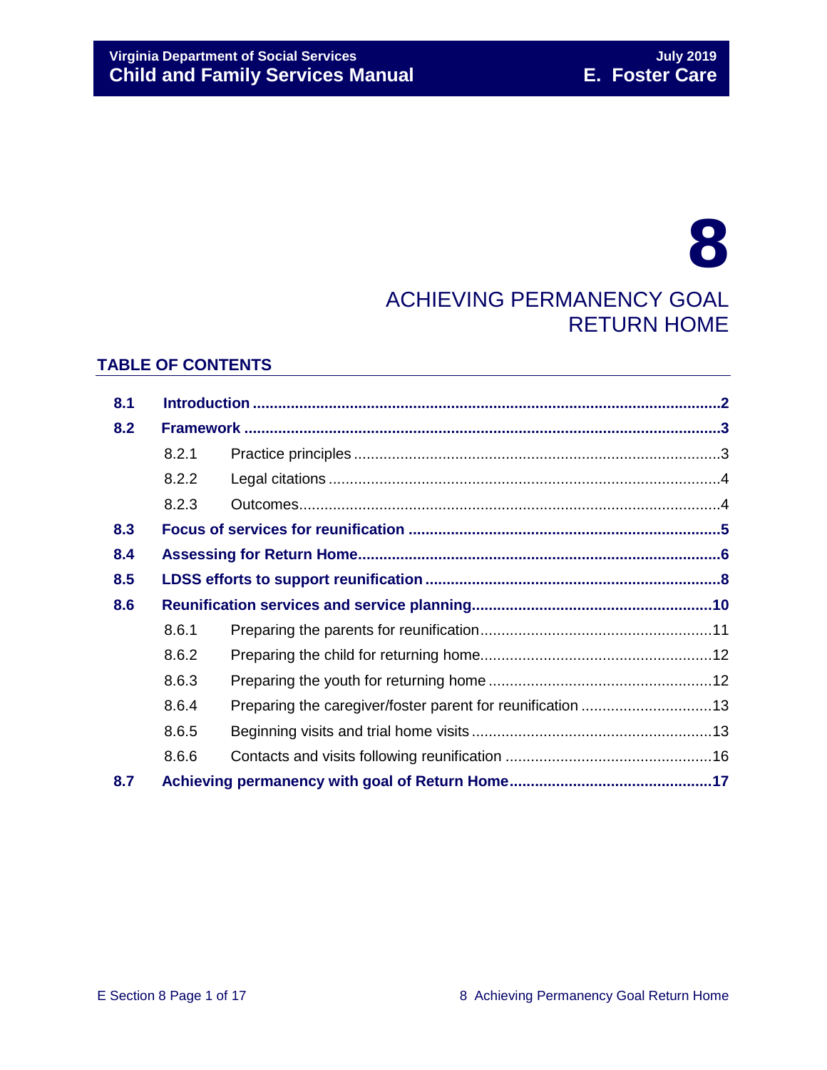# 8

# ACHIEVING PERMANENCY GOAL RETURN HOME

## TABLE OF CONTENTS

| | | |
|---|---|---|
| **8.1** | **Introduction** | **2** |
| **8.2** | **Framework** | **3** |
| 8.2.1 | Practice principles | 3 |
| 8.2.2 | Legal citations | 4 |
| 8.2.3 | Outcomes | 4 |
| **8.3** | **Focus of services for reunification** | **5** |
| **8.4** | **Assessing for Return Home** | **6** |
| **8.5** | **LDSS efforts to support reunification** | **8** |
| **8.6** | **Reunification services and service planning** | **10** |
| 8.6.1 | Preparing the parents for reunification | 11 |
| 8.6.2 | Preparing the child for returning home | 12 |
| 8.6.3 | Preparing the youth for returning home | 12 |
| 8.6.4 | Preparing the caregiver/foster parent for reunification | 13 |
| 8.6.5 | Beginning visits and trial home visits | 13 |
| 8.6.6 | Contacts and visits following reunification | 16 |
| **8.7** | **Achieving permanency with goal of Return Home** | **17** |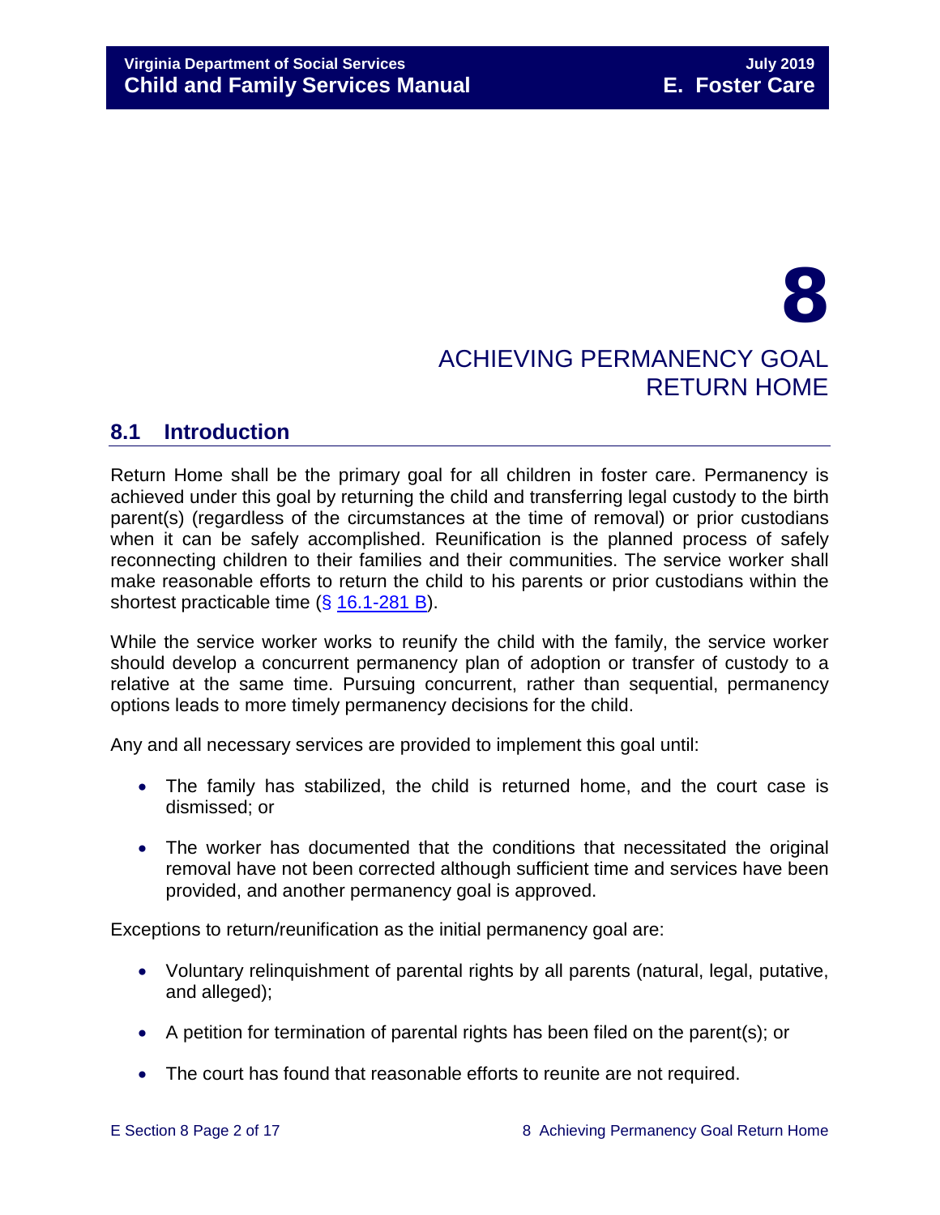# 8

# ACHIEVING PERMANENCY GOAL RETURN HOME

## 8.1 Introduction

Return Home shall be the primary goal for all children in foster care. Permanency is achieved under this goal by returning the child and transferring legal custody to the birth parent(s) (regardless of the circumstances at the time of removal) or prior custodians when it can be safely accomplished. Reunification is the planned process of safely reconnecting children to their families and their communities. The service worker shall make reasonable efforts to return the child to his parents or prior custodians within the shortest practicable time (§ 16.1-281 B).

While the service worker works to reunify the child with the family, the service worker should develop a concurrent permanency plan of adoption or transfer of custody to a relative at the same time. Pursuing concurrent, rather than sequential, permanency options leads to more timely permanency decisions for the child.

Any and all necessary services are provided to implement this goal until:

- The family has stabilized, the child is returned home, and the court case is dismissed; or
- The worker has documented that the conditions that necessitated the original removal have not been corrected although sufficient time and services have been provided, and another permanency goal is approved.

Exceptions to return/reunification as the initial permanency goal are:

- Voluntary relinquishment of parental rights by all parents (natural, legal, putative, and alleged);
- A petition for termination of parental rights has been filed on the parent(s); or
- The court has found that reasonable efforts to reunite are not required.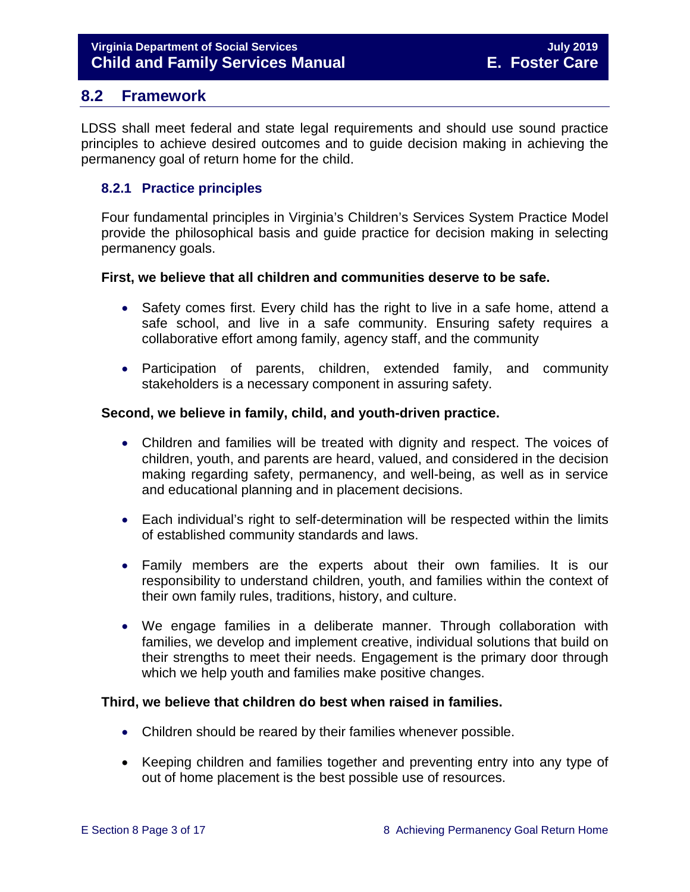## 8.2 Framework

LDSS shall meet federal and state legal requirements and should use sound practice principles to achieve desired outcomes and to guide decision making in achieving the permanency goal of return home for the child.

### 8.2.1 Practice principles

Four fundamental principles in Virginia's Children's Services System Practice Model provide the philosophical basis and guide practice for decision making in selecting permanency goals.

**First, we believe that all children and communities deserve to be safe.**

- Safety comes first. Every child has the right to live in a safe home, attend a safe school, and live in a safe community. Ensuring safety requires a collaborative effort among family, agency staff, and the community
- Participation of parents, children, extended family, and community stakeholders is a necessary component in assuring safety.

**Second, we believe in family, child, and youth-driven practice.**

- Children and families will be treated with dignity and respect. The voices of children, youth, and parents are heard, valued, and considered in the decision making regarding safety, permanency, and well-being, as well as in service and educational planning and in placement decisions.
- Each individual's right to self-determination will be respected within the limits of established community standards and laws.
- Family members are the experts about their own families. It is our responsibility to understand children, youth, and families within the context of their own family rules, traditions, history, and culture.
- We engage families in a deliberate manner. Through collaboration with families, we develop and implement creative, individual solutions that build on their strengths to meet their needs. Engagement is the primary door through which we help youth and families make positive changes.

**Third, we believe that children do best when raised in families.**

- Children should be reared by their families whenever possible.
- Keeping children and families together and preventing entry into any type of out of home placement is the best possible use of resources.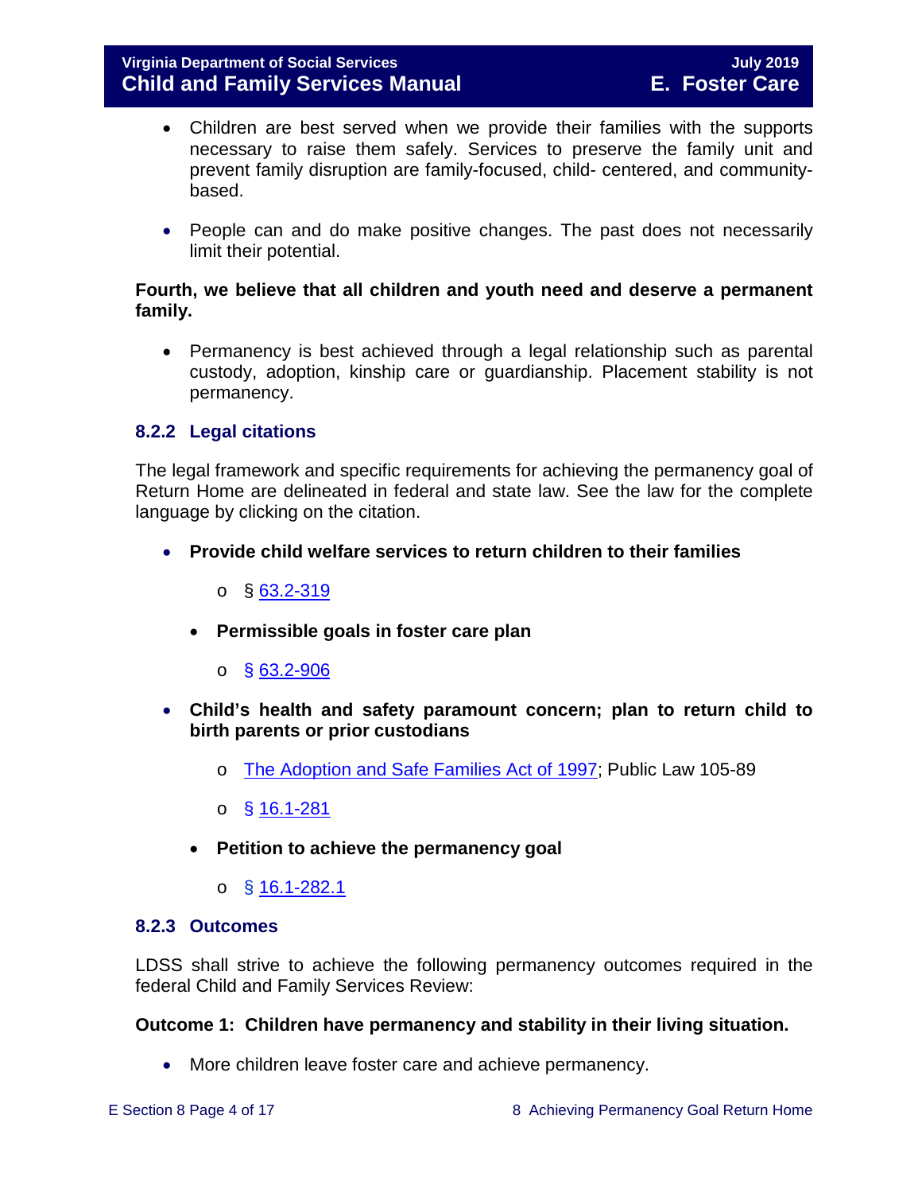- Children are best served when we provide their families with the supports necessary to raise them safely. Services to preserve the family unit and prevent family disruption are family-focused, child- centered, and community-based.

- People can and do make positive changes. The past does not necessarily limit their potential.

**Fourth, we believe that all children and youth need and deserve a permanent family.**

- Permanency is best achieved through a legal relationship such as parental custody, adoption, kinship care or guardianship. Placement stability is not permanency.

### 8.2.2 Legal citations

The legal framework and specific requirements for achieving the permanency goal of Return Home are delineated in federal and state law. See the law for the complete language by clicking on the citation.

- **Provide child welfare services to return children to their families**
  - § 63.2-319
  - **Permissible goals in foster care plan**
    - § 63.2-906
- **Child's health and safety paramount concern; plan to return child to birth parents or prior custodians**
  - The Adoption and Safe Families Act of 1997; Public Law 105-89
  - § 16.1-281
  - **Petition to achieve the permanency goal**
    - § 16.1-282.1

### 8.2.3 Outcomes

LDSS shall strive to achieve the following permanency outcomes required in the federal Child and Family Services Review:

**Outcome 1: Children have permanency and stability in their living situation.**

- More children leave foster care and achieve permanency.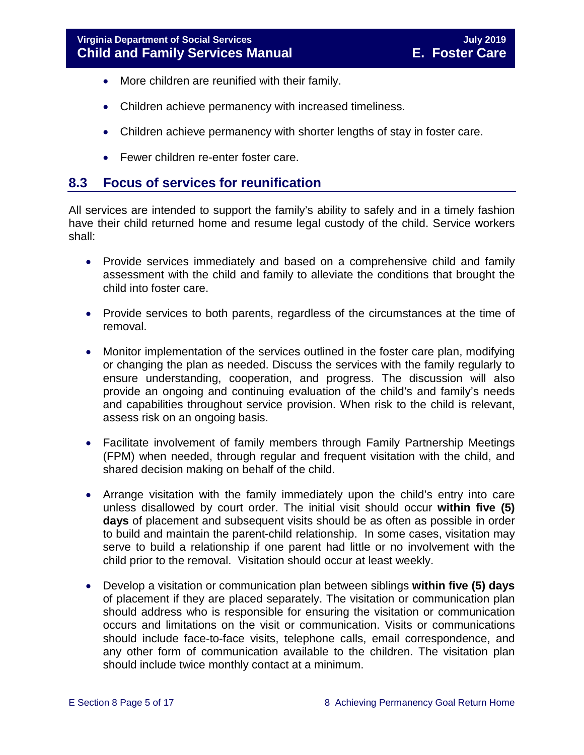- More children are reunified with their family.
- Children achieve permanency with increased timeliness.
- Children achieve permanency with shorter lengths of stay in foster care.
- Fewer children re-enter foster care.

## 8.3 Focus of services for reunification

All services are intended to support the family's ability to safely and in a timely fashion have their child returned home and resume legal custody of the child. Service workers shall:

- Provide services immediately and based on a comprehensive child and family assessment with the child and family to alleviate the conditions that brought the child into foster care.
- Provide services to both parents, regardless of the circumstances at the time of removal.
- Monitor implementation of the services outlined in the foster care plan, modifying or changing the plan as needed. Discuss the services with the family regularly to ensure understanding, cooperation, and progress. The discussion will also provide an ongoing and continuing evaluation of the child's and family's needs and capabilities throughout service provision. When risk to the child is relevant, assess risk on an ongoing basis.
- Facilitate involvement of family members through Family Partnership Meetings (FPM) when needed, through regular and frequent visitation with the child, and shared decision making on behalf of the child.
- Arrange visitation with the family immediately upon the child's entry into care unless disallowed by court order. The initial visit should occur **within five (5) days** of placement and subsequent visits should be as often as possible in order to build and maintain the parent-child relationship. In some cases, visitation may serve to build a relationship if one parent had little or no involvement with the child prior to the removal. Visitation should occur at least weekly.
- Develop a visitation or communication plan between siblings **within five (5) days** of placement if they are placed separately. The visitation or communication plan should address who is responsible for ensuring the visitation or communication occurs and limitations on the visit or communication. Visits or communications should include face-to-face visits, telephone calls, email correspondence, and any other form of communication available to the children. The visitation plan should include twice monthly contact at a minimum.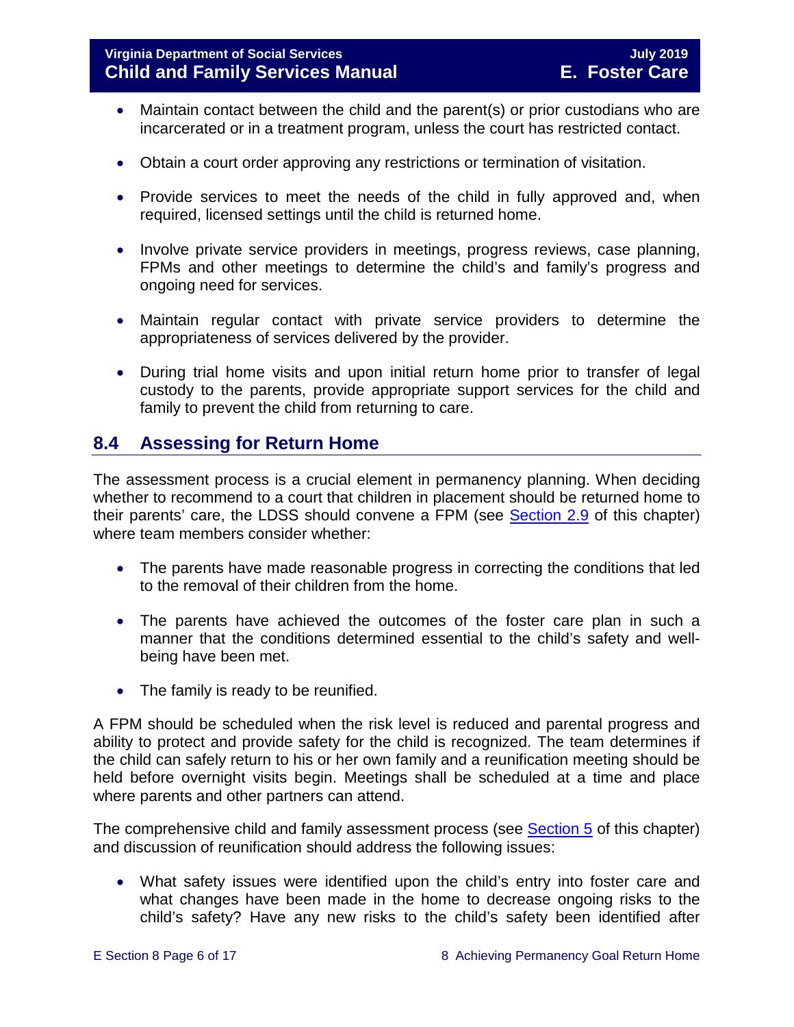- Maintain contact between the child and the parent(s) or prior custodians who are incarcerated or in a treatment program, unless the court has restricted contact.

- Obtain a court order approving any restrictions or termination of visitation.

- Provide services to meet the needs of the child in fully approved and, when required, licensed settings until the child is returned home.

- Involve private service providers in meetings, progress reviews, case planning, FPMs and other meetings to determine the child's and family's progress and ongoing need for services.

- Maintain regular contact with private service providers to determine the appropriateness of services delivered by the provider.

- During trial home visits and upon initial return home prior to transfer of legal custody to the parents, provide appropriate support services for the child and family to prevent the child from returning to care.

## 8.4 Assessing for Return Home

The assessment process is a crucial element in permanency planning. When deciding whether to recommend to a court that children in placement should be returned home to their parents' care, the LDSS should convene a FPM (see Section 2.9 of this chapter) where team members consider whether:

- The parents have made reasonable progress in correcting the conditions that led to the removal of their children from the home.

- The parents have achieved the outcomes of the foster care plan in such a manner that the conditions determined essential to the child's safety and well-being have been met.

- The family is ready to be reunified.

A FPM should be scheduled when the risk level is reduced and parental progress and ability to protect and provide safety for the child is recognized. The team determines if the child can safely return to his or her own family and a reunification meeting should be held before overnight visits begin. Meetings shall be scheduled at a time and place where parents and other partners can attend.

The comprehensive child and family assessment process (see Section 5 of this chapter) and discussion of reunification should address the following issues:

- What safety issues were identified upon the child's entry into foster care and what changes have been made in the home to decrease ongoing risks to the child's safety? Have any new risks to the child's safety been identified after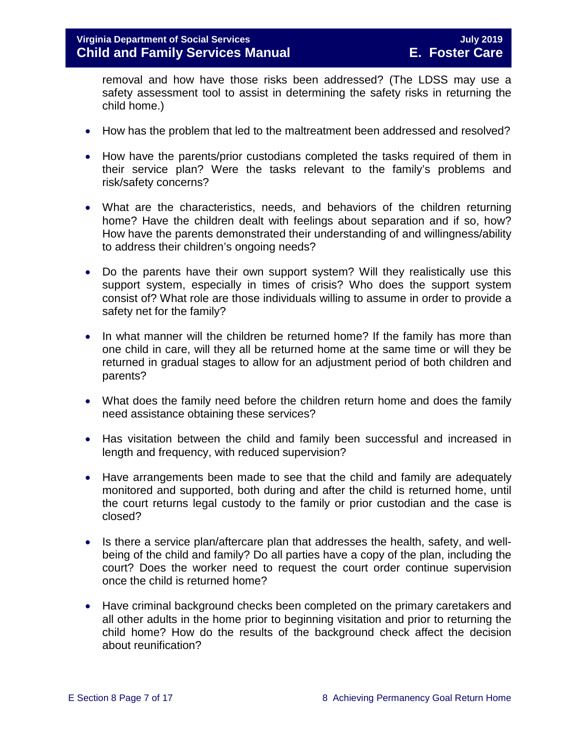removal and how have those risks been addressed? (The LDSS may use a safety assessment tool to assist in determining the safety risks in returning the child home.)

- How has the problem that led to the maltreatment been addressed and resolved?
- How have the parents/prior custodians completed the tasks required of them in their service plan? Were the tasks relevant to the family's problems and risk/safety concerns?
- What are the characteristics, needs, and behaviors of the children returning home? Have the children dealt with feelings about separation and if so, how? How have the parents demonstrated their understanding of and willingness/ability to address their children's ongoing needs?
- Do the parents have their own support system? Will they realistically use this support system, especially in times of crisis? Who does the support system consist of? What role are those individuals willing to assume in order to provide a safety net for the family?
- In what manner will the children be returned home? If the family has more than one child in care, will they all be returned home at the same time or will they be returned in gradual stages to allow for an adjustment period of both children and parents?
- What does the family need before the children return home and does the family need assistance obtaining these services?
- Has visitation between the child and family been successful and increased in length and frequency, with reduced supervision?
- Have arrangements been made to see that the child and family are adequately monitored and supported, both during and after the child is returned home, until the court returns legal custody to the family or prior custodian and the case is closed?
- Is there a service plan/aftercare plan that addresses the health, safety, and well-being of the child and family? Do all parties have a copy of the plan, including the court? Does the worker need to request the court order continue supervision once the child is returned home?
- Have criminal background checks been completed on the primary caretakers and all other adults in the home prior to beginning visitation and prior to returning the child home? How do the results of the background check affect the decision about reunification?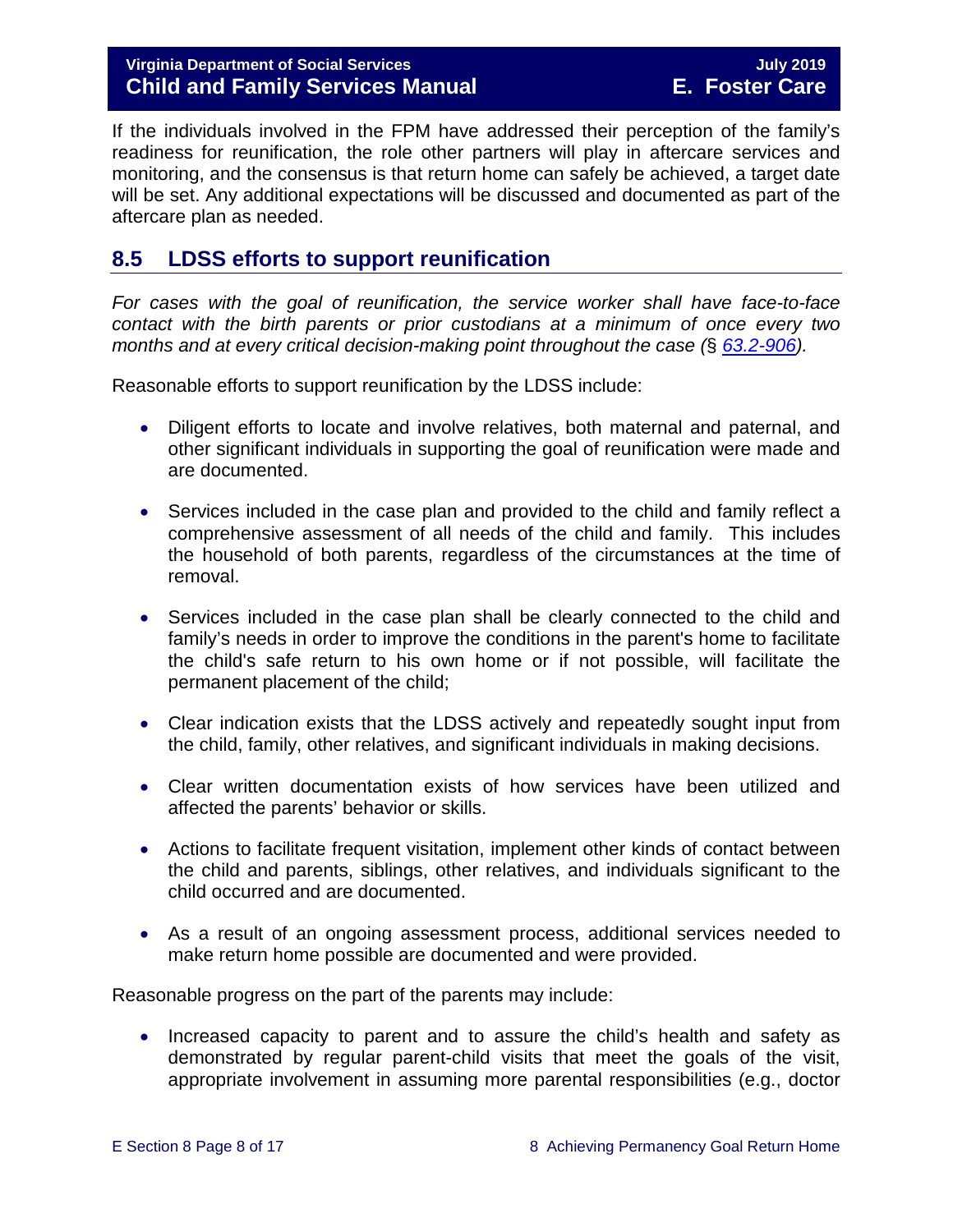If the individuals involved in the FPM have addressed their perception of the family's readiness for reunification, the role other partners will play in aftercare services and monitoring, and the consensus is that return home can safely be achieved, a target date will be set. Any additional expectations will be discussed and documented as part of the aftercare plan as needed.

## 8.5 LDSS efforts to support reunification

*For cases with the goal of reunification, the service worker shall have face-to-face contact with the birth parents or prior custodians at a minimum of once every two months and at every critical decision-making point throughout the case (§ [63.2-906](https://law.lis.virginia.gov/vacode/63.2-906/)).*

Reasonable efforts to support reunification by the LDSS include:

- Diligent efforts to locate and involve relatives, both maternal and paternal, and other significant individuals in supporting the goal of reunification were made and are documented.
- Services included in the case plan and provided to the child and family reflect a comprehensive assessment of all needs of the child and family. This includes the household of both parents, regardless of the circumstances at the time of removal.
- Services included in the case plan shall be clearly connected to the child and family's needs in order to improve the conditions in the parent's home to facilitate the child's safe return to his own home or if not possible, will facilitate the permanent placement of the child;
- Clear indication exists that the LDSS actively and repeatedly sought input from the child, family, other relatives, and significant individuals in making decisions.
- Clear written documentation exists of how services have been utilized and affected the parents' behavior or skills.
- Actions to facilitate frequent visitation, implement other kinds of contact between the child and parents, siblings, other relatives, and individuals significant to the child occurred and are documented.
- As a result of an ongoing assessment process, additional services needed to make return home possible are documented and were provided.

Reasonable progress on the part of the parents may include:

- Increased capacity to parent and to assure the child's health and safety as demonstrated by regular parent-child visits that meet the goals of the visit, appropriate involvement in assuming more parental responsibilities (e.g., doctor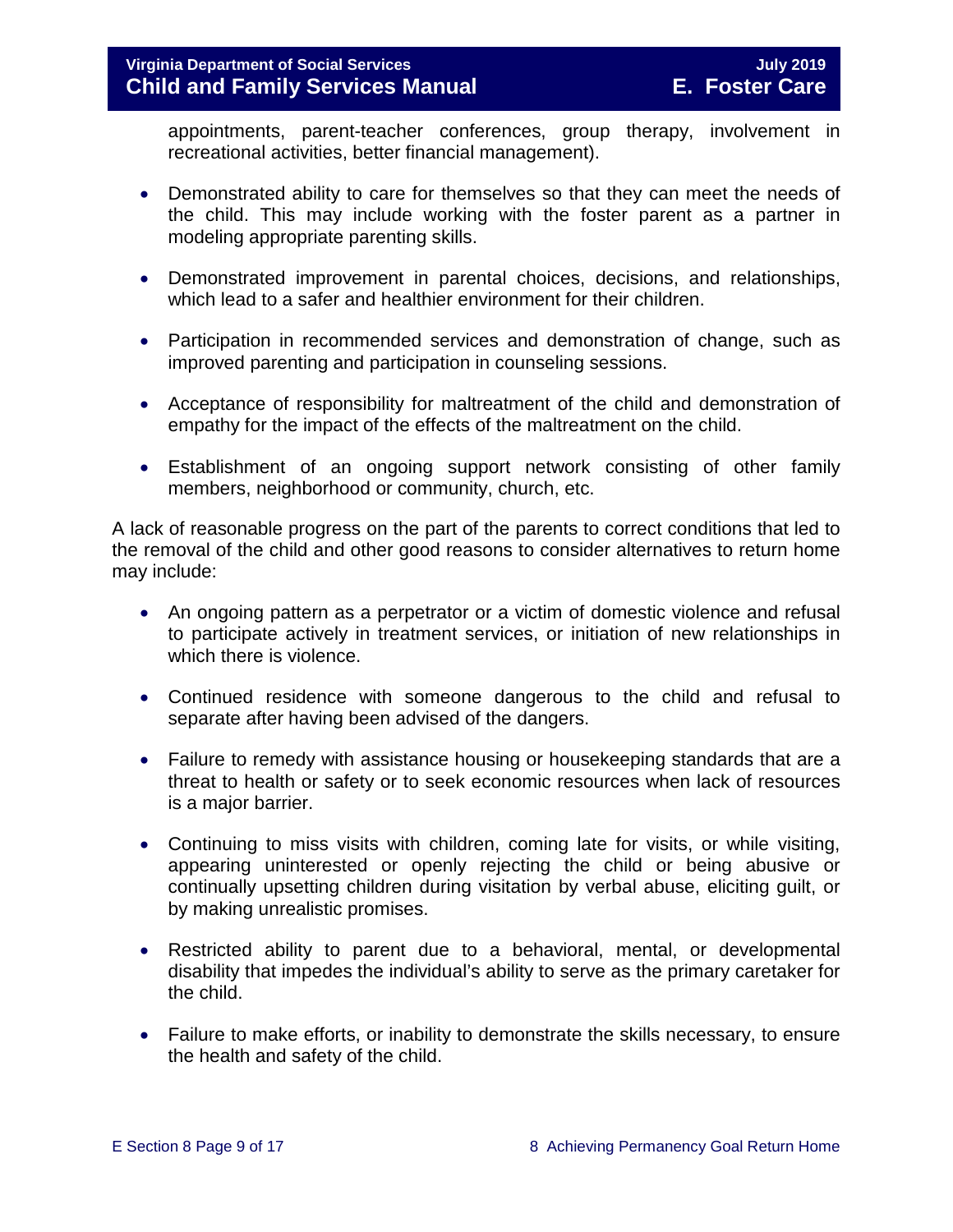appointments, parent-teacher conferences, group therapy, involvement in recreational activities, better financial management).

- Demonstrated ability to care for themselves so that they can meet the needs of the child. This may include working with the foster parent as a partner in modeling appropriate parenting skills.
- Demonstrated improvement in parental choices, decisions, and relationships, which lead to a safer and healthier environment for their children.
- Participation in recommended services and demonstration of change, such as improved parenting and participation in counseling sessions.
- Acceptance of responsibility for maltreatment of the child and demonstration of empathy for the impact of the effects of the maltreatment on the child.
- Establishment of an ongoing support network consisting of other family members, neighborhood or community, church, etc.

A lack of reasonable progress on the part of the parents to correct conditions that led to the removal of the child and other good reasons to consider alternatives to return home may include:

- An ongoing pattern as a perpetrator or a victim of domestic violence and refusal to participate actively in treatment services, or initiation of new relationships in which there is violence.
- Continued residence with someone dangerous to the child and refusal to separate after having been advised of the dangers.
- Failure to remedy with assistance housing or housekeeping standards that are a threat to health or safety or to seek economic resources when lack of resources is a major barrier.
- Continuing to miss visits with children, coming late for visits, or while visiting, appearing uninterested or openly rejecting the child or being abusive or continually upsetting children during visitation by verbal abuse, eliciting guilt, or by making unrealistic promises.
- Restricted ability to parent due to a behavioral, mental, or developmental disability that impedes the individual's ability to serve as the primary caretaker for the child.
- Failure to make efforts, or inability to demonstrate the skills necessary, to ensure the health and safety of the child.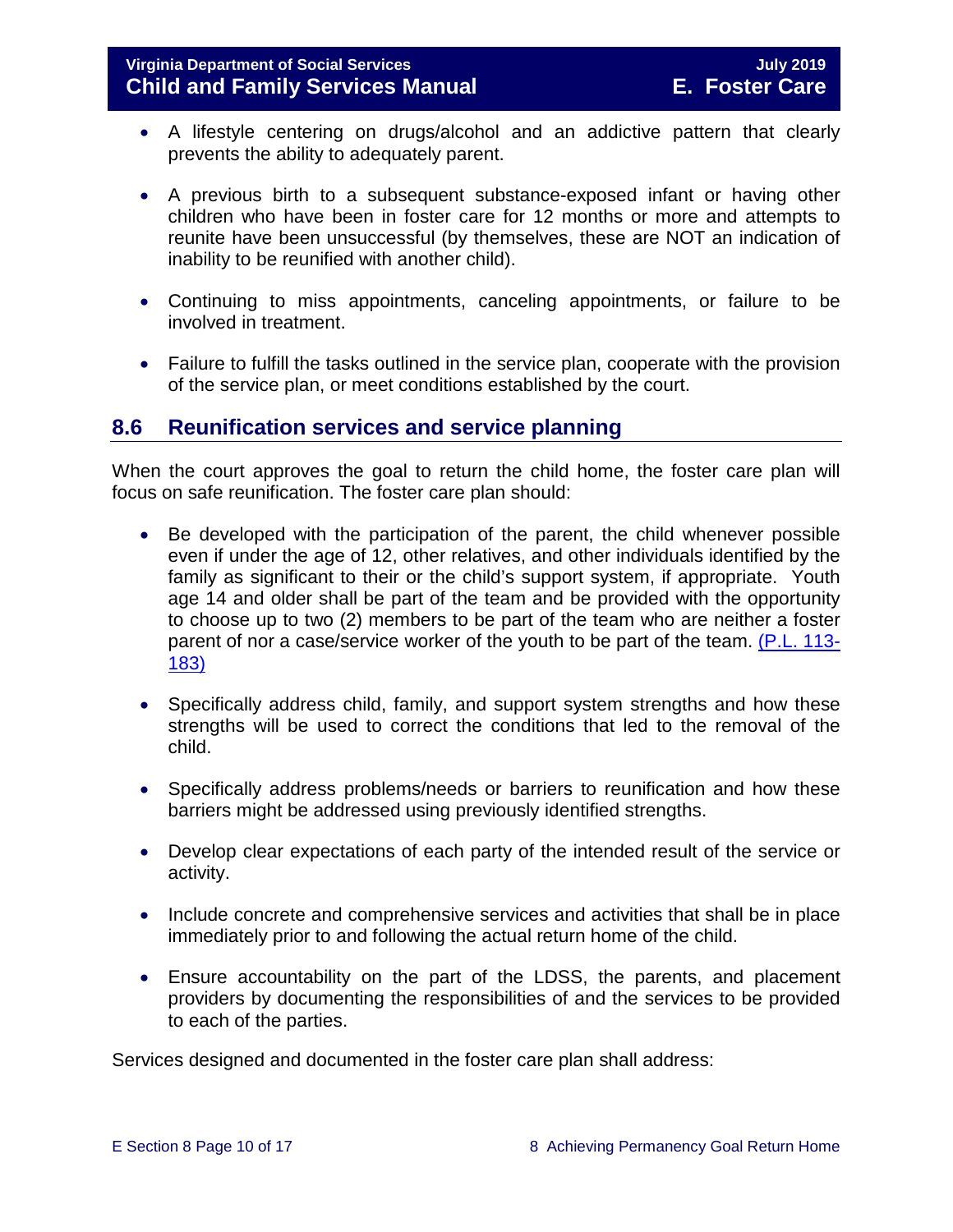- A lifestyle centering on drugs/alcohol and an addictive pattern that clearly prevents the ability to adequately parent.

- A previous birth to a subsequent substance-exposed infant or having other children who have been in foster care for 12 months or more and attempts to reunite have been unsuccessful (by themselves, these are NOT an indication of inability to be reunified with another child).

- Continuing to miss appointments, canceling appointments, or failure to be involved in treatment.

- Failure to fulfill the tasks outlined in the service plan, cooperate with the provision of the service plan, or meet conditions established by the court.

## 8.6 Reunification services and service planning

When the court approves the goal to return the child home, the foster care plan will focus on safe reunification. The foster care plan should:

- Be developed with the participation of the parent, the child whenever possible even if under the age of 12, other relatives, and other individuals identified by the family as significant to their or the child's support system, if appropriate. Youth age 14 and older shall be part of the team and be provided with the opportunity to choose up to two (2) members to be part of the team who are neither a foster parent of nor a case/service worker of the youth to be part of the team. (P.L. 113-183)

- Specifically address child, family, and support system strengths and how these strengths will be used to correct the conditions that led to the removal of the child.

- Specifically address problems/needs or barriers to reunification and how these barriers might be addressed using previously identified strengths.

- Develop clear expectations of each party of the intended result of the service or activity.

- Include concrete and comprehensive services and activities that shall be in place immediately prior to and following the actual return home of the child.

- Ensure accountability on the part of the LDSS, the parents, and placement providers by documenting the responsibilities of and the services to be provided to each of the parties.

Services designed and documented in the foster care plan shall address: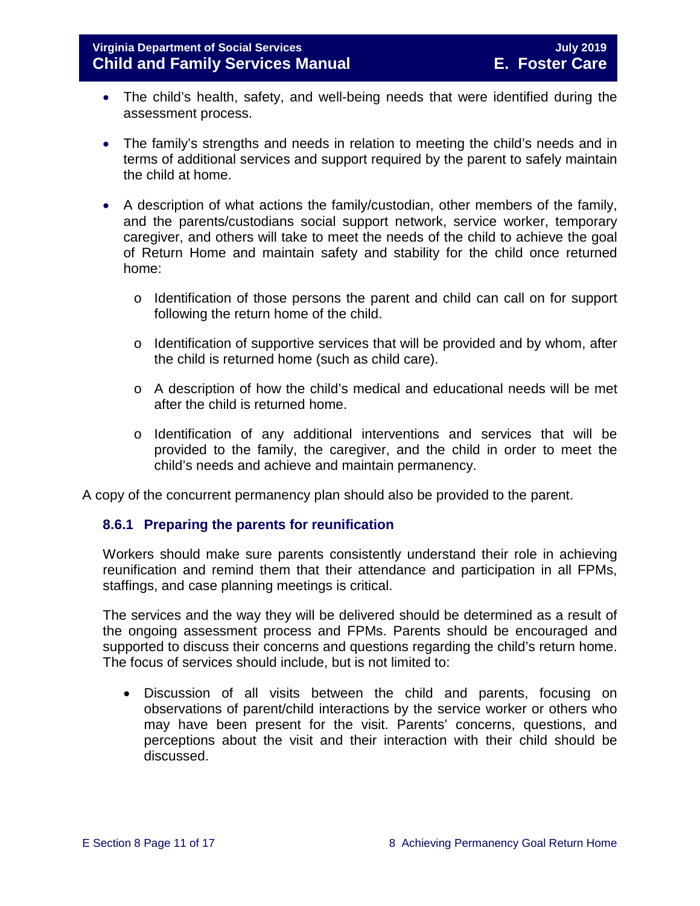- The child's health, safety, and well-being needs that were identified during the assessment process.
- The family's strengths and needs in relation to meeting the child's needs and in terms of additional services and support required by the parent to safely maintain the child at home.
- A description of what actions the family/custodian, other members of the family, and the parents/custodians social support network, service worker, temporary caregiver, and others will take to meet the needs of the child to achieve the goal of Return Home and maintain safety and stability for the child once returned home:
  - Identification of those persons the parent and child can call on for support following the return home of the child.
  - Identification of supportive services that will be provided and by whom, after the child is returned home (such as child care).
  - A description of how the child's medical and educational needs will be met after the child is returned home.
  - Identification of any additional interventions and services that will be provided to the family, the caregiver, and the child in order to meet the child's needs and achieve and maintain permanency.

A copy of the concurrent permanency plan should also be provided to the parent.

### 8.6.1 Preparing the parents for reunification

Workers should make sure parents consistently understand their role in achieving reunification and remind them that their attendance and participation in all FPMs, staffings, and case planning meetings is critical.

The services and the way they will be delivered should be determined as a result of the ongoing assessment process and FPMs. Parents should be encouraged and supported to discuss their concerns and questions regarding the child's return home. The focus of services should include, but is not limited to:

- Discussion of all visits between the child and parents, focusing on observations of parent/child interactions by the service worker or others who may have been present for the visit. Parents' concerns, questions, and perceptions about the visit and their interaction with their child should be discussed.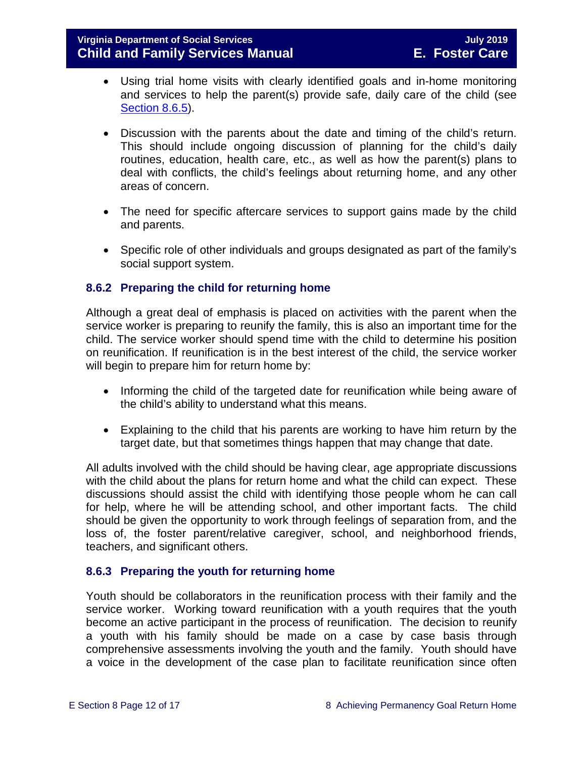- Using trial home visits with clearly identified goals and in-home monitoring and services to help the parent(s) provide safe, daily care of the child (see Section 8.6.5).

- Discussion with the parents about the date and timing of the child's return. This should include ongoing discussion of planning for the child's daily routines, education, health care, etc., as well as how the parent(s) plans to deal with conflicts, the child's feelings about returning home, and any other areas of concern.

- The need for specific aftercare services to support gains made by the child and parents.

- Specific role of other individuals and groups designated as part of the family's social support system.

### 8.6.2 Preparing the child for returning home

Although a great deal of emphasis is placed on activities with the parent when the service worker is preparing to reunify the family, this is also an important time for the child. The service worker should spend time with the child to determine his position on reunification. If reunification is in the best interest of the child, the service worker will begin to prepare him for return home by:

- Informing the child of the targeted date for reunification while being aware of the child's ability to understand what this means.

- Explaining to the child that his parents are working to have him return by the target date, but that sometimes things happen that may change that date.

All adults involved with the child should be having clear, age appropriate discussions with the child about the plans for return home and what the child can expect. These discussions should assist the child with identifying those people whom he can call for help, where he will be attending school, and other important facts. The child should be given the opportunity to work through feelings of separation from, and the loss of, the foster parent/relative caregiver, school, and neighborhood friends, teachers, and significant others.

### 8.6.3 Preparing the youth for returning home

Youth should be collaborators in the reunification process with their family and the service worker. Working toward reunification with a youth requires that the youth become an active participant in the process of reunification. The decision to reunify a youth with his family should be made on a case by case basis through comprehensive assessments involving the youth and the family. Youth should have a voice in the development of the case plan to facilitate reunification since often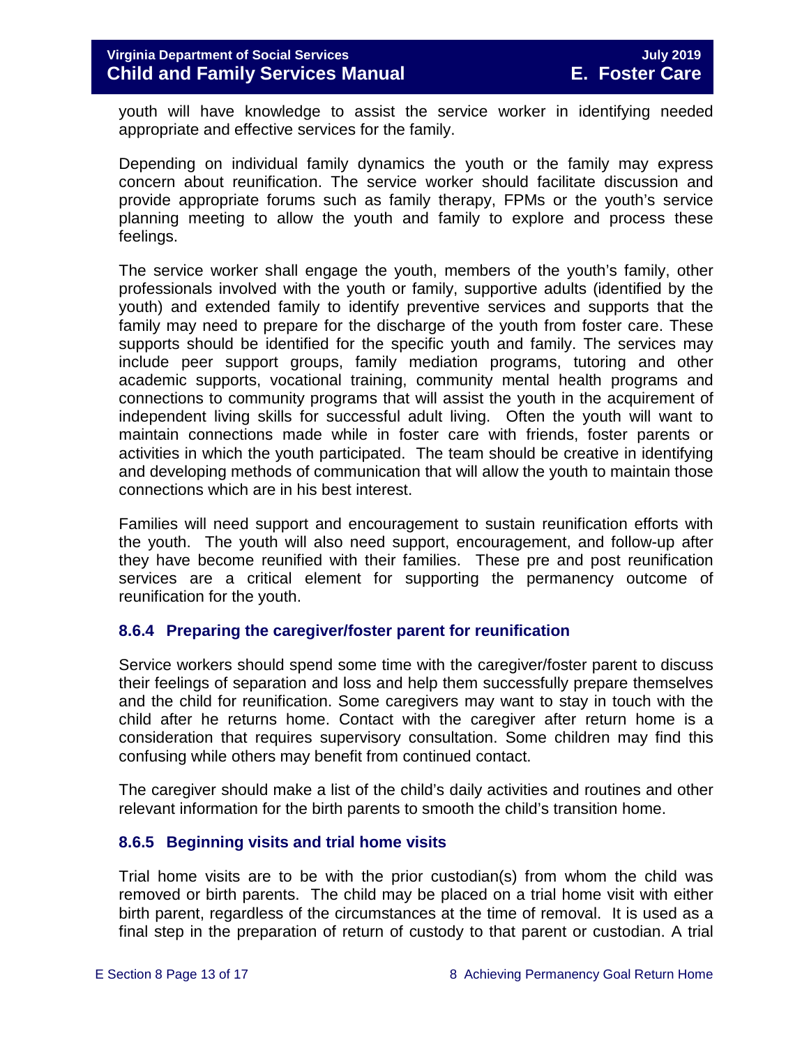youth will have knowledge to assist the service worker in identifying needed appropriate and effective services for the family.

Depending on individual family dynamics the youth or the family may express concern about reunification. The service worker should facilitate discussion and provide appropriate forums such as family therapy, FPMs or the youth's service planning meeting to allow the youth and family to explore and process these feelings.

The service worker shall engage the youth, members of the youth's family, other professionals involved with the youth or family, supportive adults (identified by the youth) and extended family to identify preventive services and supports that the family may need to prepare for the discharge of the youth from foster care. These supports should be identified for the specific youth and family. The services may include peer support groups, family mediation programs, tutoring and other academic supports, vocational training, community mental health programs and connections to community programs that will assist the youth in the acquirement of independent living skills for successful adult living. Often the youth will want to maintain connections made while in foster care with friends, foster parents or activities in which the youth participated. The team should be creative in identifying and developing methods of communication that will allow the youth to maintain those connections which are in his best interest.

Families will need support and encouragement to sustain reunification efforts with the youth. The youth will also need support, encouragement, and follow-up after they have become reunified with their families. These pre and post reunification services are a critical element for supporting the permanency outcome of reunification for the youth.

### 8.6.4 Preparing the caregiver/foster parent for reunification

Service workers should spend some time with the caregiver/foster parent to discuss their feelings of separation and loss and help them successfully prepare themselves and the child for reunification. Some caregivers may want to stay in touch with the child after he returns home. Contact with the caregiver after return home is a consideration that requires supervisory consultation. Some children may find this confusing while others may benefit from continued contact.

The caregiver should make a list of the child's daily activities and routines and other relevant information for the birth parents to smooth the child's transition home.

### 8.6.5 Beginning visits and trial home visits

Trial home visits are to be with the prior custodian(s) from whom the child was removed or birth parents. The child may be placed on a trial home visit with either birth parent, regardless of the circumstances at the time of removal. It is used as a final step in the preparation of return of custody to that parent or custodian. A trial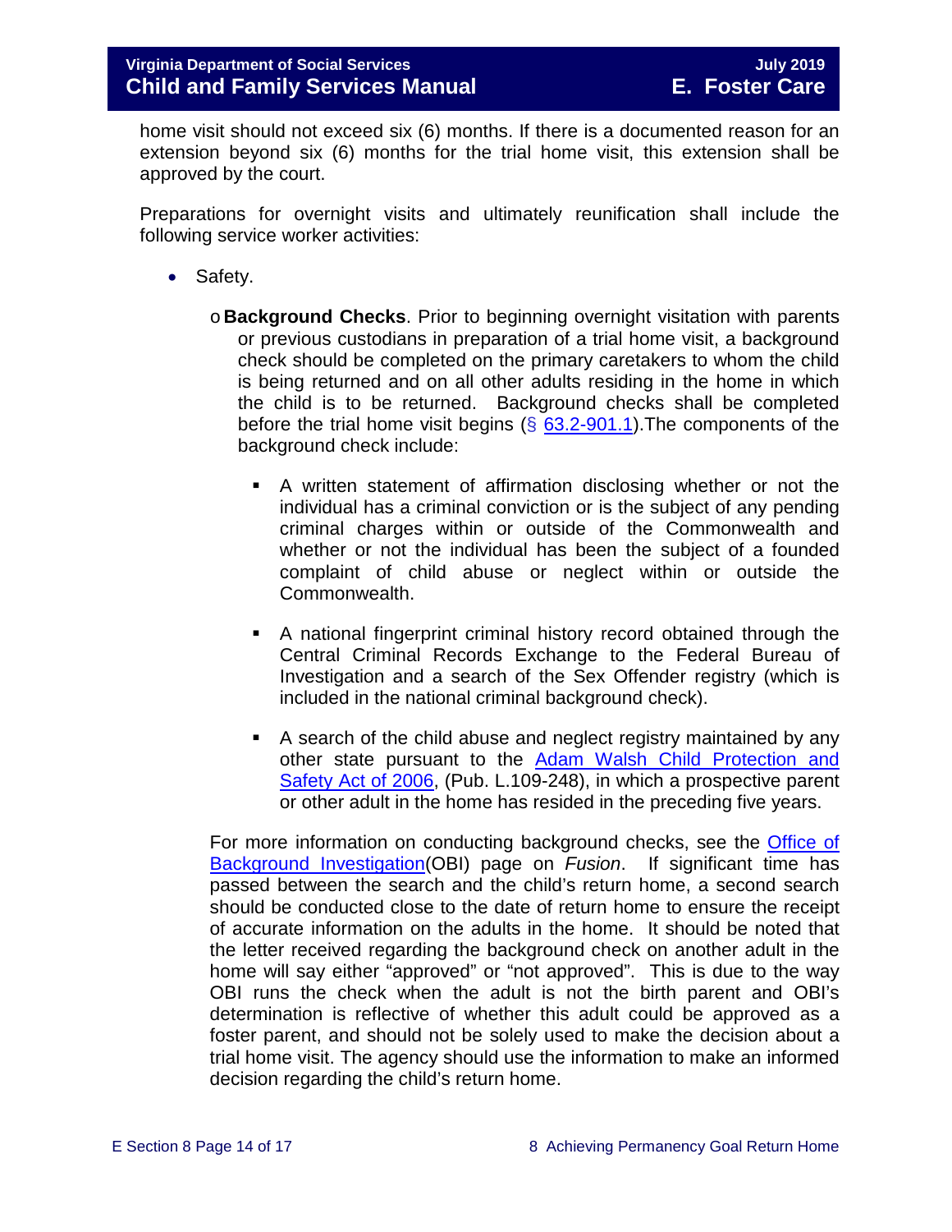home visit should not exceed six (6) months. If there is a documented reason for an extension beyond six (6) months for the trial home visit, this extension shall be approved by the court.

Preparations for overnight visits and ultimately reunification shall include the following service worker activities:

- Safety.
  - **Background Checks**. Prior to beginning overnight visitation with parents or previous custodians in preparation of a trial home visit, a background check should be completed on the primary caretakers to whom the child is being returned and on all other adults residing in the home in which the child is to be returned. Background checks shall be completed before the trial home visit begins (§ 63.2-901.1).The components of the background check include:
    - A written statement of affirmation disclosing whether or not the individual has a criminal conviction or is the subject of any pending criminal charges within or outside of the Commonwealth and whether or not the individual has been the subject of a founded complaint of child abuse or neglect within or outside the Commonwealth.
    - A national fingerprint criminal history record obtained through the Central Criminal Records Exchange to the Federal Bureau of Investigation and a search of the Sex Offender registry (which is included in the national criminal background check).
    - A search of the child abuse and neglect registry maintained by any other state pursuant to the Adam Walsh Child Protection and Safety Act of 2006, (Pub. L.109-248), in which a prospective parent or other adult in the home has resided in the preceding five years.

  For more information on conducting background checks, see the Office of Background Investigation(OBI) page on *Fusion*. If significant time has passed between the search and the child's return home, a second search should be conducted close to the date of return home to ensure the receipt of accurate information on the adults in the home. It should be noted that the letter received regarding the background check on another adult in the home will say either "approved" or "not approved". This is due to the way OBI runs the check when the adult is not the birth parent and OBI's determination is reflective of whether this adult could be approved as a foster parent, and should not be solely used to make the decision about a trial home visit. The agency should use the information to make an informed decision regarding the child's return home.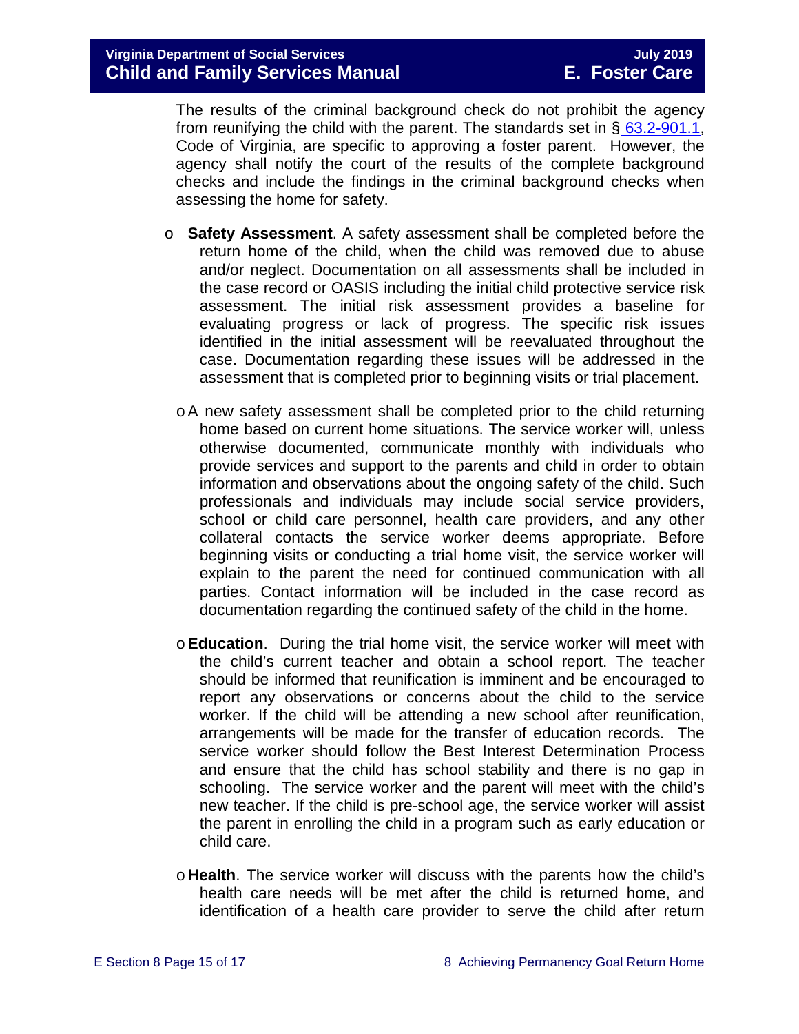The results of the criminal background check do not prohibit the agency from reunifying the child with the parent. The standards set in § 63.2-901.1, Code of Virginia, are specific to approving a foster parent. However, the agency shall notify the court of the results of the complete background checks and include the findings in the criminal background checks when assessing the home for safety.

- **Safety Assessment**. A safety assessment shall be completed before the return home of the child, when the child was removed due to abuse and/or neglect. Documentation on all assessments shall be included in the case record or OASIS including the initial child protective service risk assessment. The initial risk assessment provides a baseline for evaluating progress or lack of progress. The specific risk issues identified in the initial assessment will be reevaluated throughout the case. Documentation regarding these issues will be addressed in the assessment that is completed prior to beginning visits or trial placement.

- A new safety assessment shall be completed prior to the child returning home based on current home situations. The service worker will, unless otherwise documented, communicate monthly with individuals who provide services and support to the parents and child in order to obtain information and observations about the ongoing safety of the child. Such professionals and individuals may include social service providers, school or child care personnel, health care providers, and any other collateral contacts the service worker deems appropriate. Before beginning visits or conducting a trial home visit, the service worker will explain to the parent the need for continued communication with all parties. Contact information will be included in the case record as documentation regarding the continued safety of the child in the home.

- **Education**. During the trial home visit, the service worker will meet with the child's current teacher and obtain a school report. The teacher should be informed that reunification is imminent and be encouraged to report any observations or concerns about the child to the service worker. If the child will be attending a new school after reunification, arrangements will be made for the transfer of education records. The service worker should follow the Best Interest Determination Process and ensure that the child has school stability and there is no gap in schooling. The service worker and the parent will meet with the child's new teacher. If the child is pre-school age, the service worker will assist the parent in enrolling the child in a program such as early education or child care.

- **Health**. The service worker will discuss with the parents how the child's health care needs will be met after the child is returned home, and identification of a health care provider to serve the child after return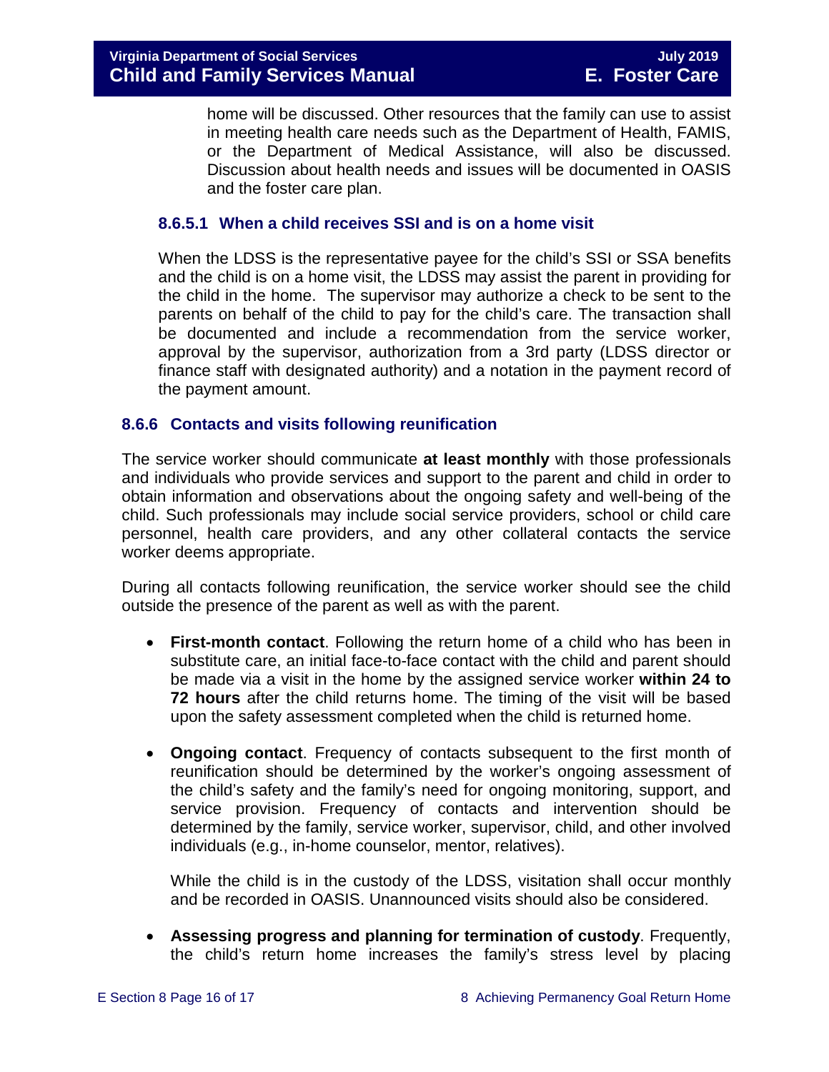home will be discussed. Other resources that the family can use to assist in meeting health care needs such as the Department of Health, FAMIS, or the Department of Medical Assistance, will also be discussed. Discussion about health needs and issues will be documented in OASIS and the foster care plan.

#### 8.6.5.1 When a child receives SSI and is on a home visit

When the LDSS is the representative payee for the child's SSI or SSA benefits and the child is on a home visit, the LDSS may assist the parent in providing for the child in the home. The supervisor may authorize a check to be sent to the parents on behalf of the child to pay for the child's care. The transaction shall be documented and include a recommendation from the service worker, approval by the supervisor, authorization from a 3rd party (LDSS director or finance staff with designated authority) and a notation in the payment record of the payment amount.

### 8.6.6 Contacts and visits following reunification

The service worker should communicate **at least monthly** with those professionals and individuals who provide services and support to the parent and child in order to obtain information and observations about the ongoing safety and well-being of the child. Such professionals may include social service providers, school or child care personnel, health care providers, and any other collateral contacts the service worker deems appropriate.

During all contacts following reunification, the service worker should see the child outside the presence of the parent as well as with the parent.

- **First-month contact**. Following the return home of a child who has been in substitute care, an initial face-to-face contact with the child and parent should be made via a visit in the home by the assigned service worker **within 24 to 72 hours** after the child returns home. The timing of the visit will be based upon the safety assessment completed when the child is returned home.

- **Ongoing contact**. Frequency of contacts subsequent to the first month of reunification should be determined by the worker's ongoing assessment of the child's safety and the family's need for ongoing monitoring, support, and service provision. Frequency of contacts and intervention should be determined by the family, service worker, supervisor, child, and other involved individuals (e.g., in-home counselor, mentor, relatives).

  While the child is in the custody of the LDSS, visitation shall occur monthly and be recorded in OASIS. Unannounced visits should also be considered.

- **Assessing progress and planning for termination of custody**. Frequently, the child's return home increases the family's stress level by placing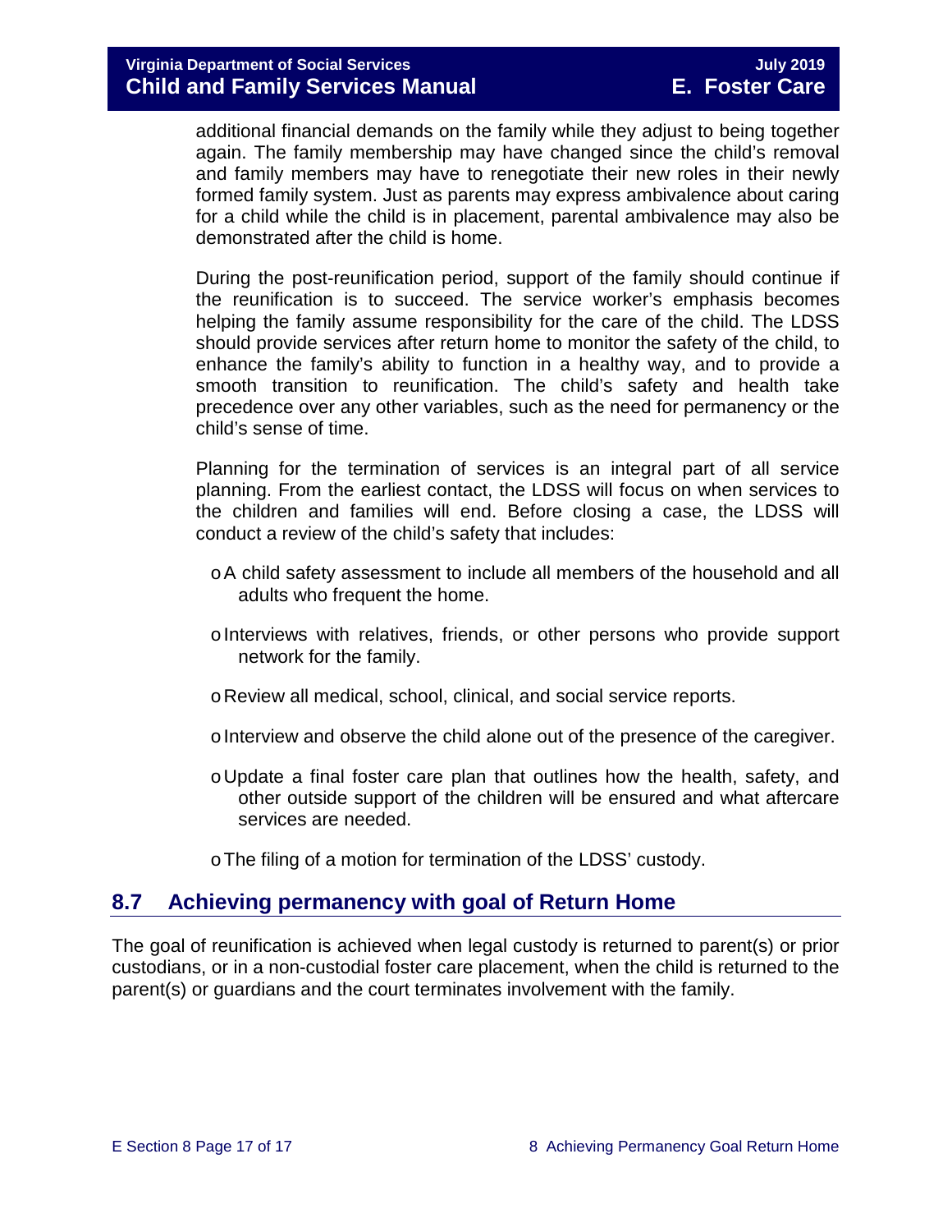additional financial demands on the family while they adjust to being together again. The family membership may have changed since the child's removal and family members may have to renegotiate their new roles in their newly formed family system. Just as parents may express ambivalence about caring for a child while the child is in placement, parental ambivalence may also be demonstrated after the child is home.

During the post-reunification period, support of the family should continue if the reunification is to succeed. The service worker's emphasis becomes helping the family assume responsibility for the care of the child. The LDSS should provide services after return home to monitor the safety of the child, to enhance the family's ability to function in a healthy way, and to provide a smooth transition to reunification. The child's safety and health take precedence over any other variables, such as the need for permanency or the child's sense of time.

Planning for the termination of services is an integral part of all service planning. From the earliest contact, the LDSS will focus on when services to the children and families will end. Before closing a case, the LDSS will conduct a review of the child's safety that includes:

- A child safety assessment to include all members of the household and all adults who frequent the home.
- Interviews with relatives, friends, or other persons who provide support network for the family.
- Review all medical, school, clinical, and social service reports.
- Interview and observe the child alone out of the presence of the caregiver.
- Update a final foster care plan that outlines how the health, safety, and other outside support of the children will be ensured and what aftercare services are needed.
- The filing of a motion for termination of the LDSS' custody.

## 8.7 Achieving permanency with goal of Return Home

The goal of reunification is achieved when legal custody is returned to parent(s) or prior custodians, or in a non-custodial foster care placement, when the child is returned to the parent(s) or guardians and the court terminates involvement with the family.